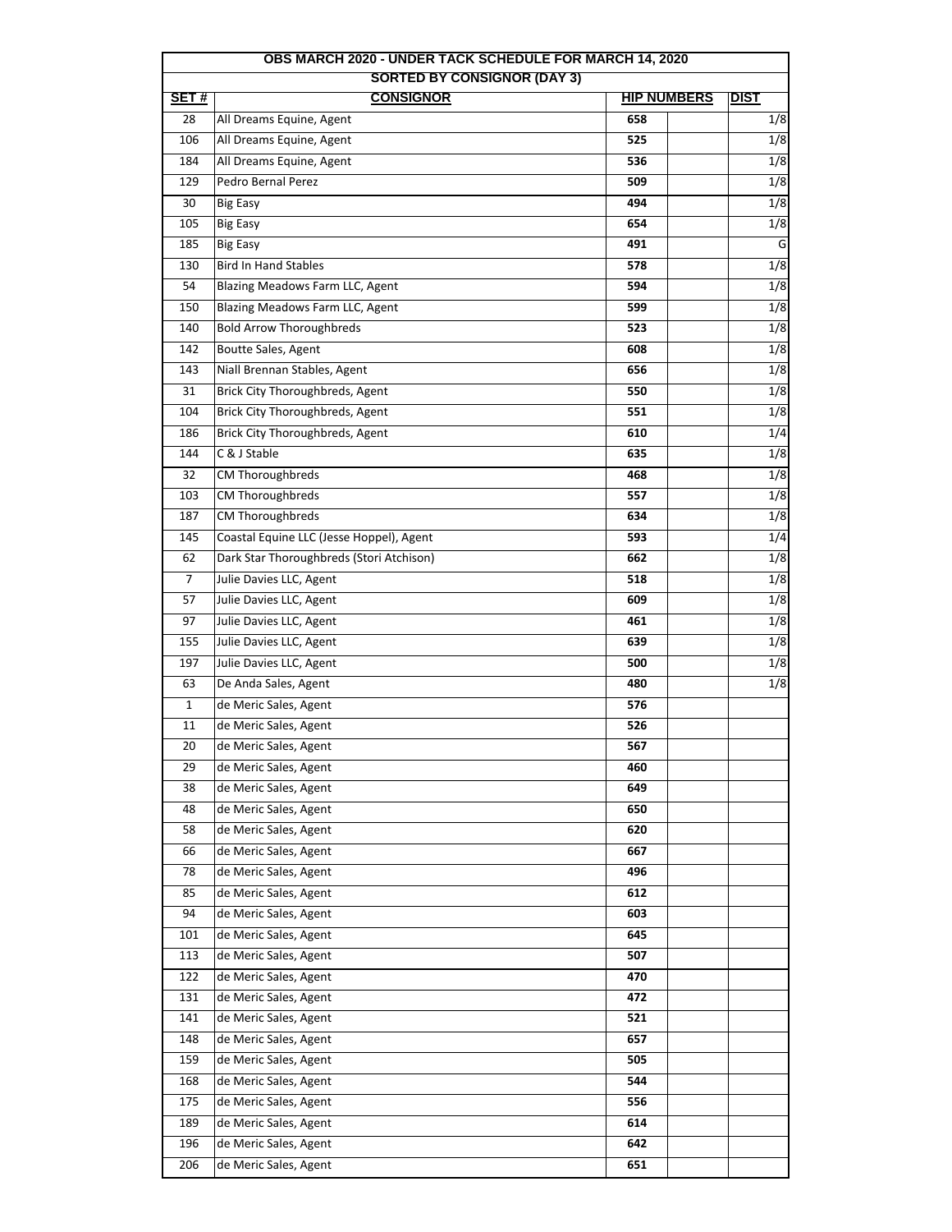| OBS MARCH 2020 - UNDER TACK SCHEDULE FOR MARCH 14, 2020 | | | | |
|---|---|---|---|---|
| SORTED BY CONSIGNOR (DAY 3) | | | | |
| **SET #** | **CONSIGNOR** | **HIP NUMBERS** | | **DIST** |
| 28 | All Dreams Equine, Agent | 658 | | 1/8 |
| 106 | All Dreams Equine, Agent | 525 | | 1/8 |
| 184 | All Dreams Equine, Agent | 536 | | 1/8 |
| 129 | Pedro Bernal Perez | 509 | | 1/8 |
| 30 | Big Easy | 494 | | 1/8 |
| 105 | Big Easy | 654 | | 1/8 |
| 185 | Big Easy | 491 | | G |
| 130 | Bird In Hand Stables | 578 | | 1/8 |
| 54 | Blazing Meadows Farm LLC, Agent | 594 | | 1/8 |
| 150 | Blazing Meadows Farm LLC, Agent | 599 | | 1/8 |
| 140 | Bold Arrow Thoroughbreds | 523 | | 1/8 |
| 142 | Boutte Sales, Agent | 608 | | 1/8 |
| 143 | Niall Brennan Stables, Agent | 656 | | 1/8 |
| 31 | Brick City Thoroughbreds, Agent | 550 | | 1/8 |
| 104 | Brick City Thoroughbreds, Agent | 551 | | 1/8 |
| 186 | Brick City Thoroughbreds, Agent | 610 | | 1/4 |
| 144 | C & J Stable | 635 | | 1/8 |
| 32 | CM Thoroughbreds | 468 | | 1/8 |
| 103 | CM Thoroughbreds | 557 | | 1/8 |
| 187 | CM Thoroughbreds | 634 | | 1/8 |
| 145 | Coastal Equine LLC (Jesse Hoppel), Agent | 593 | | 1/4 |
| 62 | Dark Star Thoroughbreds (Stori Atchison) | 662 | | 1/8 |
| 7 | Julie Davies LLC, Agent | 518 | | 1/8 |
| 57 | Julie Davies LLC, Agent | 609 | | 1/8 |
| 97 | Julie Davies LLC, Agent | 461 | | 1/8 |
| 155 | Julie Davies LLC, Agent | 639 | | 1/8 |
| 197 | Julie Davies LLC, Agent | 500 | | 1/8 |
| 63 | De Anda Sales, Agent | 480 | | 1/8 |
| 1 | de Meric Sales, Agent | 576 | | |
| 11 | de Meric Sales, Agent | 526 | | |
| 20 | de Meric Sales, Agent | 567 | | |
| 29 | de Meric Sales, Agent | 460 | | |
| 38 | de Meric Sales, Agent | 649 | | |
| 48 | de Meric Sales, Agent | 650 | | |
| 58 | de Meric Sales, Agent | 620 | | |
| 66 | de Meric Sales, Agent | 667 | | |
| 78 | de Meric Sales, Agent | 496 | | |
| 85 | de Meric Sales, Agent | 612 | | |
| 94 | de Meric Sales, Agent | 603 | | |
| 101 | de Meric Sales, Agent | 645 | | |
| 113 | de Meric Sales, Agent | 507 | | |
| 122 | de Meric Sales, Agent | 470 | | |
| 131 | de Meric Sales, Agent | 472 | | |
| 141 | de Meric Sales, Agent | 521 | | |
| 148 | de Meric Sales, Agent | 657 | | |
| 159 | de Meric Sales, Agent | 505 | | |
| 168 | de Meric Sales, Agent | 544 | | |
| 175 | de Meric Sales, Agent | 556 | | |
| 189 | de Meric Sales, Agent | 614 | | |
| 196 | de Meric Sales, Agent | 642 | | |
| 206 | de Meric Sales, Agent | 651 | | |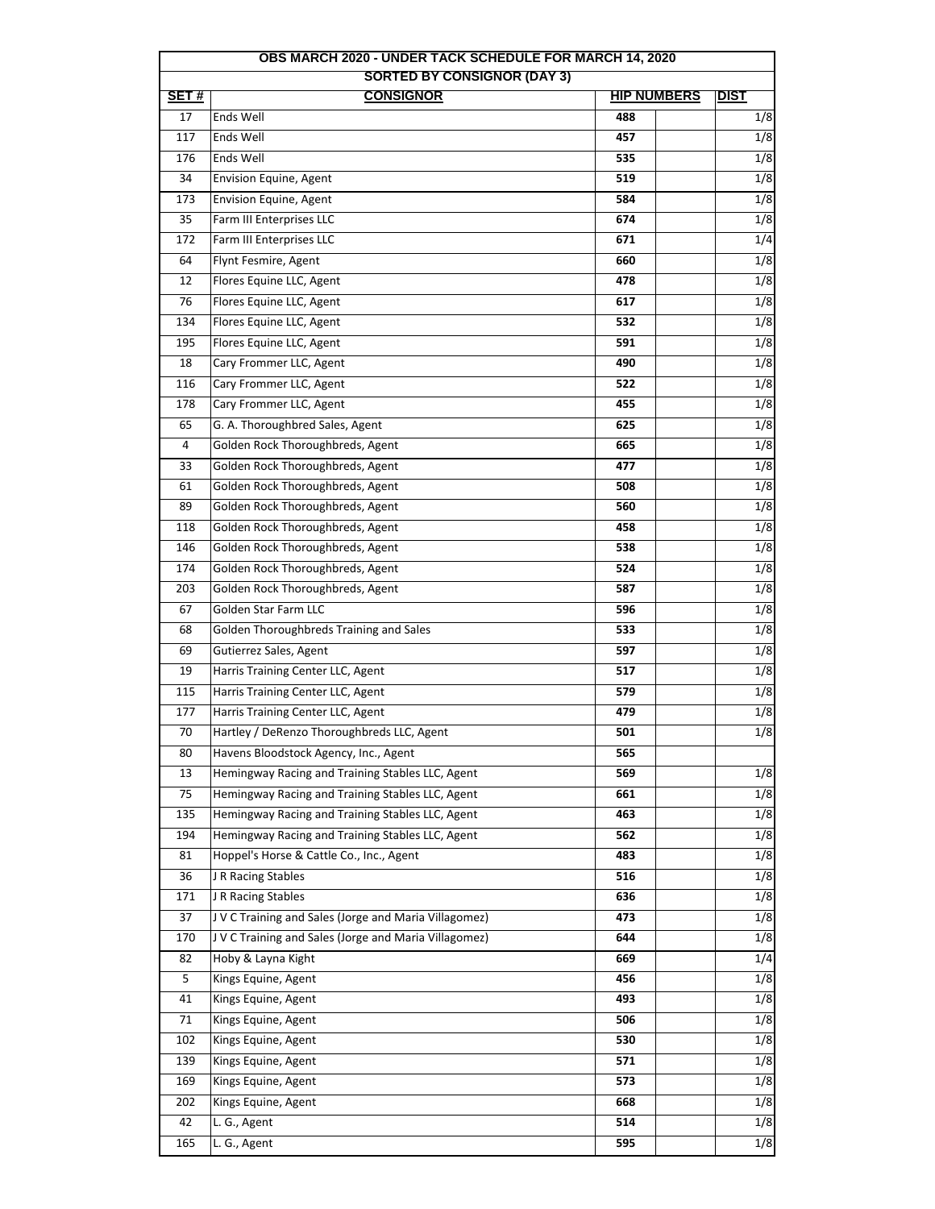| OBS MARCH 2020 - UNDER TACK SCHEDULE FOR MARCH 14, 2020 | | | | |
|---|---|---|---|---|
| SORTED BY CONSIGNOR (DAY 3) | | | | |
| SET # | CONSIGNOR | HIP NUMBERS | | DIST |
| 17 | Ends Well | 488 | | 1/8 |
| 117 | Ends Well | 457 | | 1/8 |
| 176 | Ends Well | 535 | | 1/8 |
| 34 | Envision Equine, Agent | 519 | | 1/8 |
| 173 | Envision Equine, Agent | 584 | | 1/8 |
| 35 | Farm III Enterprises LLC | 674 | | 1/8 |
| 172 | Farm III Enterprises LLC | 671 | | 1/4 |
| 64 | Flynt Fesmire, Agent | 660 | | 1/8 |
| 12 | Flores Equine LLC, Agent | 478 | | 1/8 |
| 76 | Flores Equine LLC, Agent | 617 | | 1/8 |
| 134 | Flores Equine LLC, Agent | 532 | | 1/8 |
| 195 | Flores Equine LLC, Agent | 591 | | 1/8 |
| 18 | Cary Frommer LLC, Agent | 490 | | 1/8 |
| 116 | Cary Frommer LLC, Agent | 522 | | 1/8 |
| 178 | Cary Frommer LLC, Agent | 455 | | 1/8 |
| 65 | G. A. Thoroughbred Sales, Agent | 625 | | 1/8 |
| 4 | Golden Rock Thoroughbreds, Agent | 665 | | 1/8 |
| 33 | Golden Rock Thoroughbreds, Agent | 477 | | 1/8 |
| 61 | Golden Rock Thoroughbreds, Agent | 508 | | 1/8 |
| 89 | Golden Rock Thoroughbreds, Agent | 560 | | 1/8 |
| 118 | Golden Rock Thoroughbreds, Agent | 458 | | 1/8 |
| 146 | Golden Rock Thoroughbreds, Agent | 538 | | 1/8 |
| 174 | Golden Rock Thoroughbreds, Agent | 524 | | 1/8 |
| 203 | Golden Rock Thoroughbreds, Agent | 587 | | 1/8 |
| 67 | Golden Star Farm LLC | 596 | | 1/8 |
| 68 | Golden Thoroughbreds Training and Sales | 533 | | 1/8 |
| 69 | Gutierrez Sales, Agent | 597 | | 1/8 |
| 19 | Harris Training Center LLC, Agent | 517 | | 1/8 |
| 115 | Harris Training Center LLC, Agent | 579 | | 1/8 |
| 177 | Harris Training Center LLC, Agent | 479 | | 1/8 |
| 70 | Hartley / DeRenzo Thoroughbreds LLC, Agent | 501 | | 1/8 |
| 80 | Havens Bloodstock Agency, Inc., Agent | 565 | | |
| 13 | Hemingway Racing and Training Stables LLC, Agent | 569 | | 1/8 |
| 75 | Hemingway Racing and Training Stables LLC, Agent | 661 | | 1/8 |
| 135 | Hemingway Racing and Training Stables LLC, Agent | 463 | | 1/8 |
| 194 | Hemingway Racing and Training Stables LLC, Agent | 562 | | 1/8 |
| 81 | Hoppel's Horse & Cattle Co., Inc., Agent | 483 | | 1/8 |
| 36 | J R Racing Stables | 516 | | 1/8 |
| 171 | J R Racing Stables | 636 | | 1/8 |
| 37 | J V C Training and Sales (Jorge and Maria Villagomez) | 473 | | 1/8 |
| 170 | J V C Training and Sales (Jorge and Maria Villagomez) | 644 | | 1/8 |
| 82 | Hoby & Layna Kight | 669 | | 1/4 |
| 5 | Kings Equine, Agent | 456 | | 1/8 |
| 41 | Kings Equine, Agent | 493 | | 1/8 |
| 71 | Kings Equine, Agent | 506 | | 1/8 |
| 102 | Kings Equine, Agent | 530 | | 1/8 |
| 139 | Kings Equine, Agent | 571 | | 1/8 |
| 169 | Kings Equine, Agent | 573 | | 1/8 |
| 202 | Kings Equine, Agent | 668 | | 1/8 |
| 42 | L. G., Agent | 514 | | 1/8 |
| 165 | L. G., Agent | 595 | | 1/8 |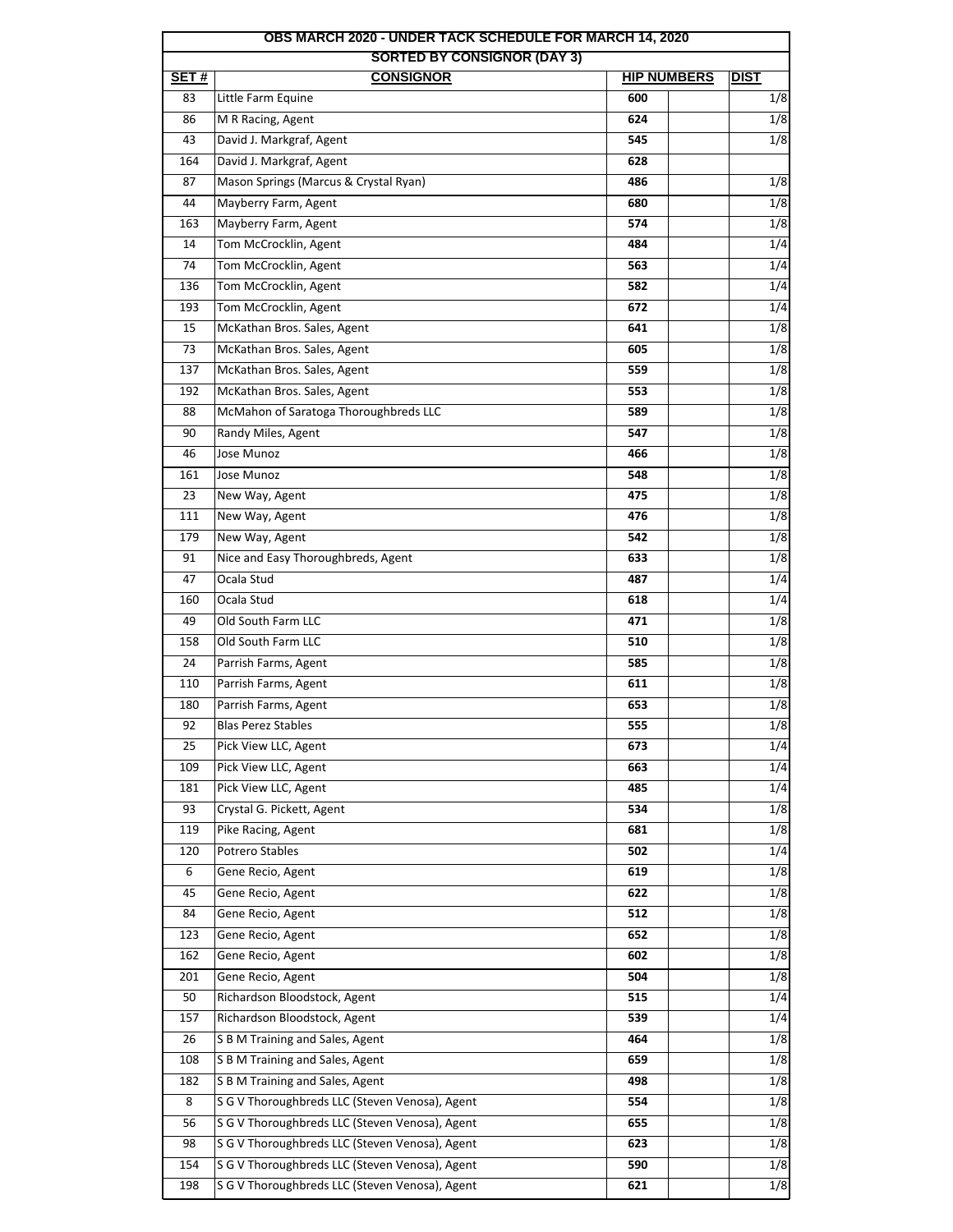# OBS MARCH 2020 - UNDER TACK SCHEDULE FOR MARCH 14, 2020

## SORTED BY CONSIGNOR (DAY 3)

| SET # | CONSIGNOR | HIP NUMBERS | | DIST |
|---|---|---|---|---|
| 83 | Little Farm Equine | 600 | | 1/8 |
| 86 | M R Racing, Agent | 624 | | 1/8 |
| 43 | David J. Markgraf, Agent | 545 | | 1/8 |
| 164 | David J. Markgraf, Agent | 628 | | |
| 87 | Mason Springs (Marcus & Crystal Ryan) | 486 | | 1/8 |
| 44 | Mayberry Farm, Agent | 680 | | 1/8 |
| 163 | Mayberry Farm, Agent | 574 | | 1/8 |
| 14 | Tom McCrocklin, Agent | 484 | | 1/4 |
| 74 | Tom McCrocklin, Agent | 563 | | 1/4 |
| 136 | Tom McCrocklin, Agent | 582 | | 1/4 |
| 193 | Tom McCrocklin, Agent | 672 | | 1/4 |
| 15 | McKathan Bros. Sales, Agent | 641 | | 1/8 |
| 73 | McKathan Bros. Sales, Agent | 605 | | 1/8 |
| 137 | McKathan Bros. Sales, Agent | 559 | | 1/8 |
| 192 | McKathan Bros. Sales, Agent | 553 | | 1/8 |
| 88 | McMahon of Saratoga Thoroughbreds LLC | 589 | | 1/8 |
| 90 | Randy Miles, Agent | 547 | | 1/8 |
| 46 | Jose Munoz | 466 | | 1/8 |
| 161 | Jose Munoz | 548 | | 1/8 |
| 23 | New Way, Agent | 475 | | 1/8 |
| 111 | New Way, Agent | 476 | | 1/8 |
| 179 | New Way, Agent | 542 | | 1/8 |
| 91 | Nice and Easy Thoroughbreds, Agent | 633 | | 1/8 |
| 47 | Ocala Stud | 487 | | 1/4 |
| 160 | Ocala Stud | 618 | | 1/4 |
| 49 | Old South Farm LLC | 471 | | 1/8 |
| 158 | Old South Farm LLC | 510 | | 1/8 |
| 24 | Parrish Farms, Agent | 585 | | 1/8 |
| 110 | Parrish Farms, Agent | 611 | | 1/8 |
| 180 | Parrish Farms, Agent | 653 | | 1/8 |
| 92 | Blas Perez Stables | 555 | | 1/8 |
| 25 | Pick View LLC, Agent | 673 | | 1/4 |
| 109 | Pick View LLC, Agent | 663 | | 1/4 |
| 181 | Pick View LLC, Agent | 485 | | 1/4 |
| 93 | Crystal G. Pickett, Agent | 534 | | 1/8 |
| 119 | Pike Racing, Agent | 681 | | 1/8 |
| 120 | Potrero Stables | 502 | | 1/4 |
| 6 | Gene Recio, Agent | 619 | | 1/8 |
| 45 | Gene Recio, Agent | 622 | | 1/8 |
| 84 | Gene Recio, Agent | 512 | | 1/8 |
| 123 | Gene Recio, Agent | 652 | | 1/8 |
| 162 | Gene Recio, Agent | 602 | | 1/8 |
| 201 | Gene Recio, Agent | 504 | | 1/8 |
| 50 | Richardson Bloodstock, Agent | 515 | | 1/4 |
| 157 | Richardson Bloodstock, Agent | 539 | | 1/4 |
| 26 | S B M Training and Sales, Agent | 464 | | 1/8 |
| 108 | S B M Training and Sales, Agent | 659 | | 1/8 |
| 182 | S B M Training and Sales, Agent | 498 | | 1/8 |
| 8 | S G V Thoroughbreds LLC (Steven Venosa), Agent | 554 | | 1/8 |
| 56 | S G V Thoroughbreds LLC (Steven Venosa), Agent | 655 | | 1/8 |
| 98 | S G V Thoroughbreds LLC (Steven Venosa), Agent | 623 | | 1/8 |
| 154 | S G V Thoroughbreds LLC (Steven Venosa), Agent | 590 | | 1/8 |
| 198 | S G V Thoroughbreds LLC (Steven Venosa), Agent | 621 | | 1/8 |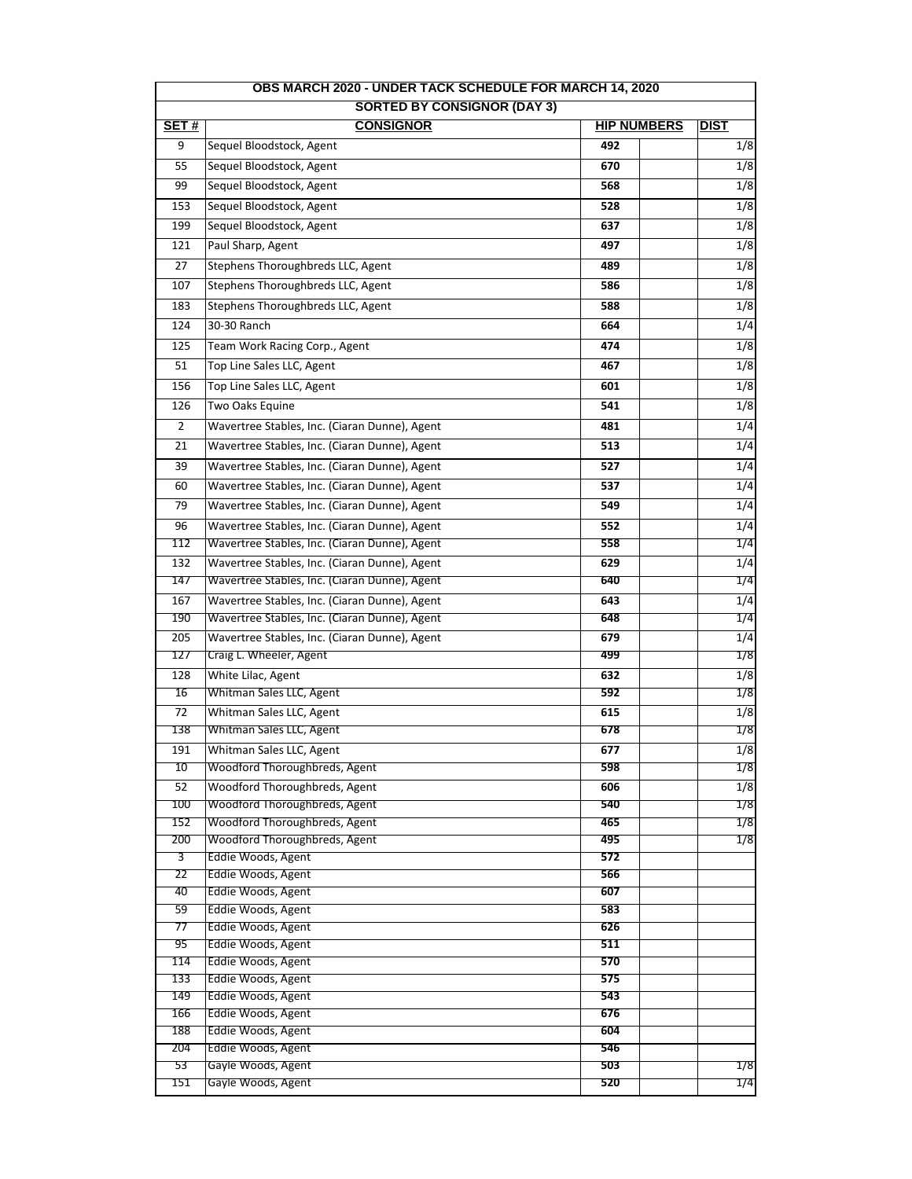| OBS MARCH 2020 - UNDER TACK SCHEDULE FOR MARCH 14, 2020 | | | | |
|---|---|---|---|---|
| SORTED BY CONSIGNOR (DAY 3) | | | | |
| **SET #** | **CONSIGNOR** | **HIP NUMBERS** | | **DIST** |
| 9 | Sequel Bloodstock, Agent | 492 | | 1/8 |
| 55 | Sequel Bloodstock, Agent | 670 | | 1/8 |
| 99 | Sequel Bloodstock, Agent | 568 | | 1/8 |
| 153 | Sequel Bloodstock, Agent | 528 | | 1/8 |
| 199 | Sequel Bloodstock, Agent | 637 | | 1/8 |
| 121 | Paul Sharp, Agent | 497 | | 1/8 |
| 27 | Stephens Thoroughbreds LLC, Agent | 489 | | 1/8 |
| 107 | Stephens Thoroughbreds LLC, Agent | 586 | | 1/8 |
| 183 | Stephens Thoroughbreds LLC, Agent | 588 | | 1/8 |
| 124 | 30-30 Ranch | 664 | | 1/4 |
| 125 | Team Work Racing Corp., Agent | 474 | | 1/8 |
| 51 | Top Line Sales LLC, Agent | 467 | | 1/8 |
| 156 | Top Line Sales LLC, Agent | 601 | | 1/8 |
| 126 | Two Oaks Equine | 541 | | 1/8 |
| 2 | Wavertree Stables, Inc. (Ciaran Dunne), Agent | 481 | | 1/4 |
| 21 | Wavertree Stables, Inc. (Ciaran Dunne), Agent | 513 | | 1/4 |
| 39 | Wavertree Stables, Inc. (Ciaran Dunne), Agent | 527 | | 1/4 |
| 60 | Wavertree Stables, Inc. (Ciaran Dunne), Agent | 537 | | 1/4 |
| 79 | Wavertree Stables, Inc. (Ciaran Dunne), Agent | 549 | | 1/4 |
| 96 | Wavertree Stables, Inc. (Ciaran Dunne), Agent | 552 | | 1/4 |
| 112 | Wavertree Stables, Inc. (Ciaran Dunne), Agent | 558 | | 1/4 |
| 132 | Wavertree Stables, Inc. (Ciaran Dunne), Agent | 629 | | 1/4 |
| 147 | Wavertree Stables, Inc. (Ciaran Dunne), Agent | 640 | | 1/4 |
| 167 | Wavertree Stables, Inc. (Ciaran Dunne), Agent | 643 | | 1/4 |
| 190 | Wavertree Stables, Inc. (Ciaran Dunne), Agent | 648 | | 1/4 |
| 205 | Wavertree Stables, Inc. (Ciaran Dunne), Agent | 679 | | 1/4 |
| 127 | Craig L. Wheeler, Agent | 499 | | 1/8 |
| 128 | White Lilac, Agent | 632 | | 1/8 |
| 16 | Whitman Sales LLC, Agent | 592 | | 1/8 |
| 72 | Whitman Sales LLC, Agent | 615 | | 1/8 |
| 138 | Whitman Sales LLC, Agent | 678 | | 1/8 |
| 191 | Whitman Sales LLC, Agent | 677 | | 1/8 |
| 10 | Woodford Thoroughbreds, Agent | 598 | | 1/8 |
| 52 | Woodford Thoroughbreds, Agent | 606 | | 1/8 |
| 100 | Woodford Thoroughbreds, Agent | 540 | | 1/8 |
| 152 | Woodford Thoroughbreds, Agent | 465 | | 1/8 |
| 200 | Woodford Thoroughbreds, Agent | 495 | | 1/8 |
| 3 | Eddie Woods, Agent | 572 | | |
| 22 | Eddie Woods, Agent | 566 | | |
| 40 | Eddie Woods, Agent | 607 | | |
| 59 | Eddie Woods, Agent | 583 | | |
| 77 | Eddie Woods, Agent | 626 | | |
| 95 | Eddie Woods, Agent | 511 | | |
| 114 | Eddie Woods, Agent | 570 | | |
| 133 | Eddie Woods, Agent | 575 | | |
| 149 | Eddie Woods, Agent | 543 | | |
| 166 | Eddie Woods, Agent | 676 | | |
| 188 | Eddie Woods, Agent | 604 | | |
| 204 | Eddie Woods, Agent | 546 | | |
| 53 | Gayle Woods, Agent | 503 | | 1/8 |
| 151 | Gayle Woods, Agent | 520 | | 1/4 |